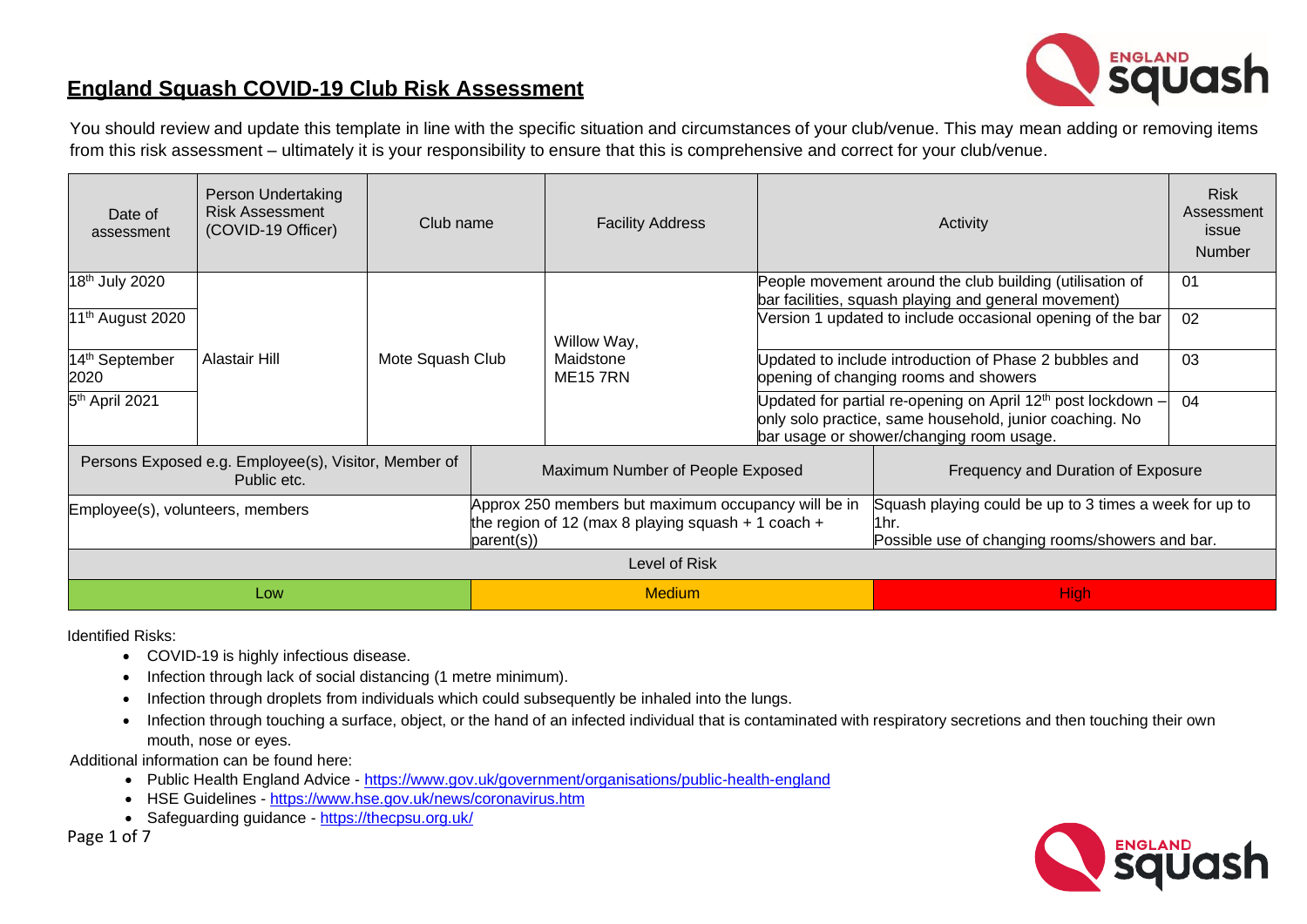# England Squash COVID-19 Club Risk Assessment

You should review and update this template in line with the specific situation and circumstances of your club/venue. This may mean adding or removing items from this risk assessment – ultimately it is your responsibility to ensure that this is comprehensive and correct for your club/venue.

| Date of assessment | Person Undertaking Risk Assessment (COVID-19 Officer) | Club name | Facility Address | Activity | Risk Assessment issue Number |
|---|---|---|---|---|---|
| 18th July 2020 | Alastair Hill | Mote Squash Club | Willow Way, Maidstone ME15 7RN | People movement around the club building (utilisation of bar facilities, squash playing and general movement) | 01 |
| 11th August 2020 | | | | Version 1 updated to include occasional opening of the bar | 02 |
| 14th September 2020 | | | | Updated to include introduction of Phase 2 bubbles and opening of changing rooms and showers | 03 |
| 5th April 2021 | | | | Updated for partial re-opening on April 12th post lockdown – only solo practice, same household, junior coaching. No bar usage or shower/changing room usage. | 04 |

| Persons Exposed e.g. Employee(s), Visitor, Member of Public etc. | Maximum Number of People Exposed | Frequency and Duration of Exposure |
|---|---|---|
| Employee(s), volunteers, members | Approx 250 members but maximum occupancy will be in the region of 12 (max 8 playing squash + 1 coach + parent(s)) | Squash playing could be up to 3 times a week for up to 1hr. Possible use of changing rooms/showers and bar. |

| Level of Risk | | |
|---|---|---|
| Low | Medium | High |

Identified Risks:

- COVID-19 is highly infectious disease.
- Infection through lack of social distancing (1 metre minimum).
- Infection through droplets from individuals which could subsequently be inhaled into the lungs.
- Infection through touching a surface, object, or the hand of an infected individual that is contaminated with respiratory secretions and then touching their own mouth, nose or eyes.

Additional information can be found here:

- Public Health England Advice - https://www.gov.uk/government/organisations/public-health-england
- HSE Guidelines - https://www.hse.gov.uk/news/coronavirus.htm
- Safeguarding guidance - https://thecpsu.org.uk/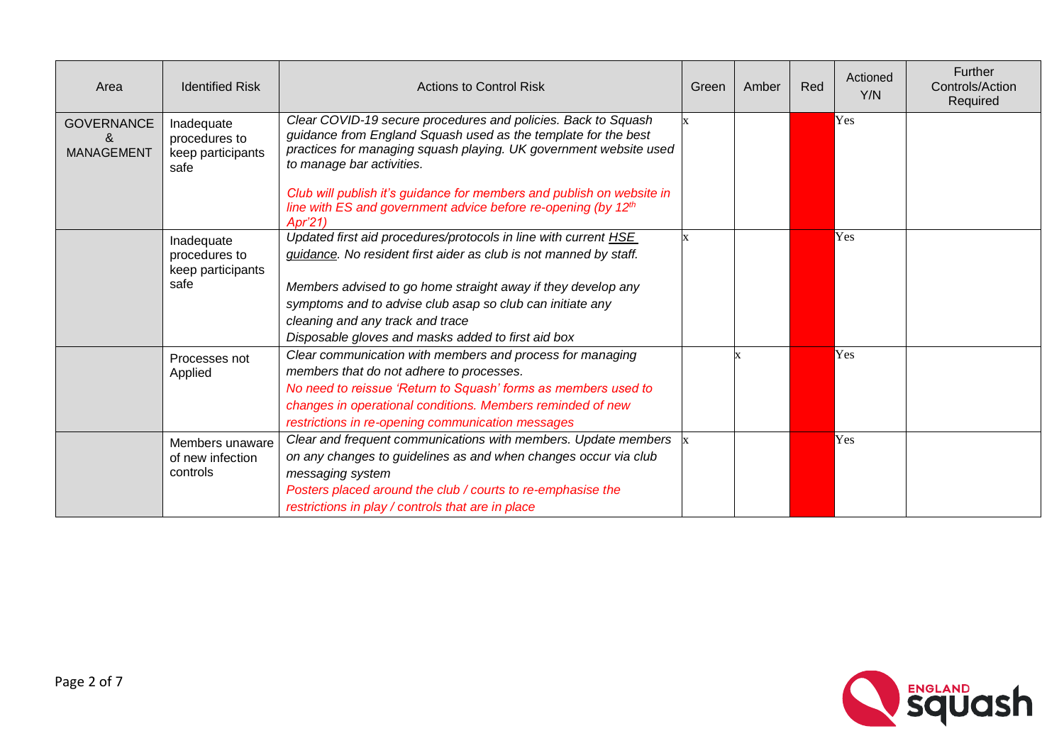| Area | Identified Risk | Actions to Control Risk | Green | Amber | Red | Actioned Y/N | Further Controls/Action Required |
|---|---|---|---|---|---|---|---|
| GOVERNANCE & MANAGEMENT | Inadequate procedures to keep participants safe | *Clear COVID-19 secure procedures and policies. Back to Squash guidance from England Squash used as the template for the best practices for managing squash playing. UK government website used to manage bar activities.* <br><br> *Club will publish it's guidance for members and publish on website in line with ES and government advice before re-opening (by 12th Apr'21)* | x | | | Yes | |
| | Inadequate procedures to keep participants safe | *Updated first aid procedures/protocols in line with current HSE guidance. No resident first aider as club is not manned by staff.* <br><br> *Members advised to go home straight away if they develop any symptoms and to advise club asap so club can initiate any cleaning and any track and trace* <br> *Disposable gloves and masks added to first aid box* | x | | | Yes | |
| | Processes not Applied | *Clear communication with members and process for managing members that do not adhere to processes.* <br> *No need to reissue 'Return to Squash' forms as members used to changes in operational conditions. Members reminded of new restrictions in re-opening communication messages* | | x | | Yes | |
| | Members unaware of new infection controls | *Clear and frequent communications with members. Update members on any changes to guidelines as and when changes occur via club messaging system* <br> *Posters placed around the club / courts to re-emphasise the restrictions in play / controls that are in place* | x | | | Yes | |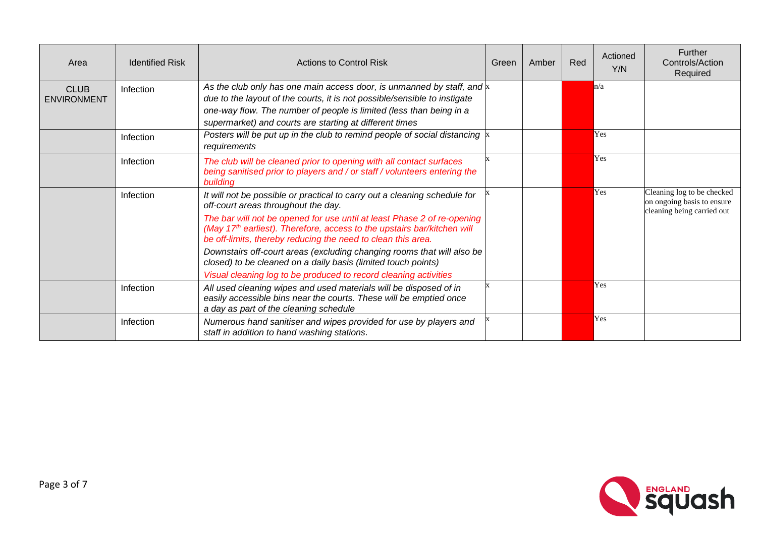| Area | Identified Risk | Actions to Control Risk | Green | Amber | Red | Actioned Y/N | Further Controls/Action Required |
|---|---|---|---|---|---|---|---|
| CLUB ENVIRONMENT | Infection | *As the club only has one main access door, is unmanned by staff, and due to the layout of the courts, it is not possible/sensible to instigate one-way flow. The number of people is limited (less than being in a supermarket) and courts are starting at different times* | x | | | n/a | |
| | Infection | *Posters will be put up in the club to remind people of social distancing requirements* | x | | | Yes | |
| | Infection | *The club will be cleaned prior to opening with all contact surfaces being sanitised prior to players and / or staff / volunteers entering the building* | x | | | Yes | |
| | Infection | *It will not be possible or practical to carry out a cleaning schedule for off-court areas throughout the day.* *The bar will not be opened for use until at least Phase 2 of re-opening (May 17th earliest). Therefore, access to the upstairs bar/kitchen will be off-limits, thereby reducing the need to clean this area.* *Downstairs off-court areas (excluding changing rooms that will also be closed) to be cleaned on a daily basis (limited touch points)* *Visual cleaning log to be produced to record cleaning activities* | x | | | Yes | Cleaning log to be checked on ongoing basis to ensure cleaning being carried out |
| | Infection | *All used cleaning wipes and used materials will be disposed of in easily accessible bins near the courts. These will be emptied once a day as part of the cleaning schedule* | x | | | Yes | |
| | Infection | *Numerous hand sanitiser and wipes provided for use by players and staff in addition to hand washing stations.* | x | | | Yes | |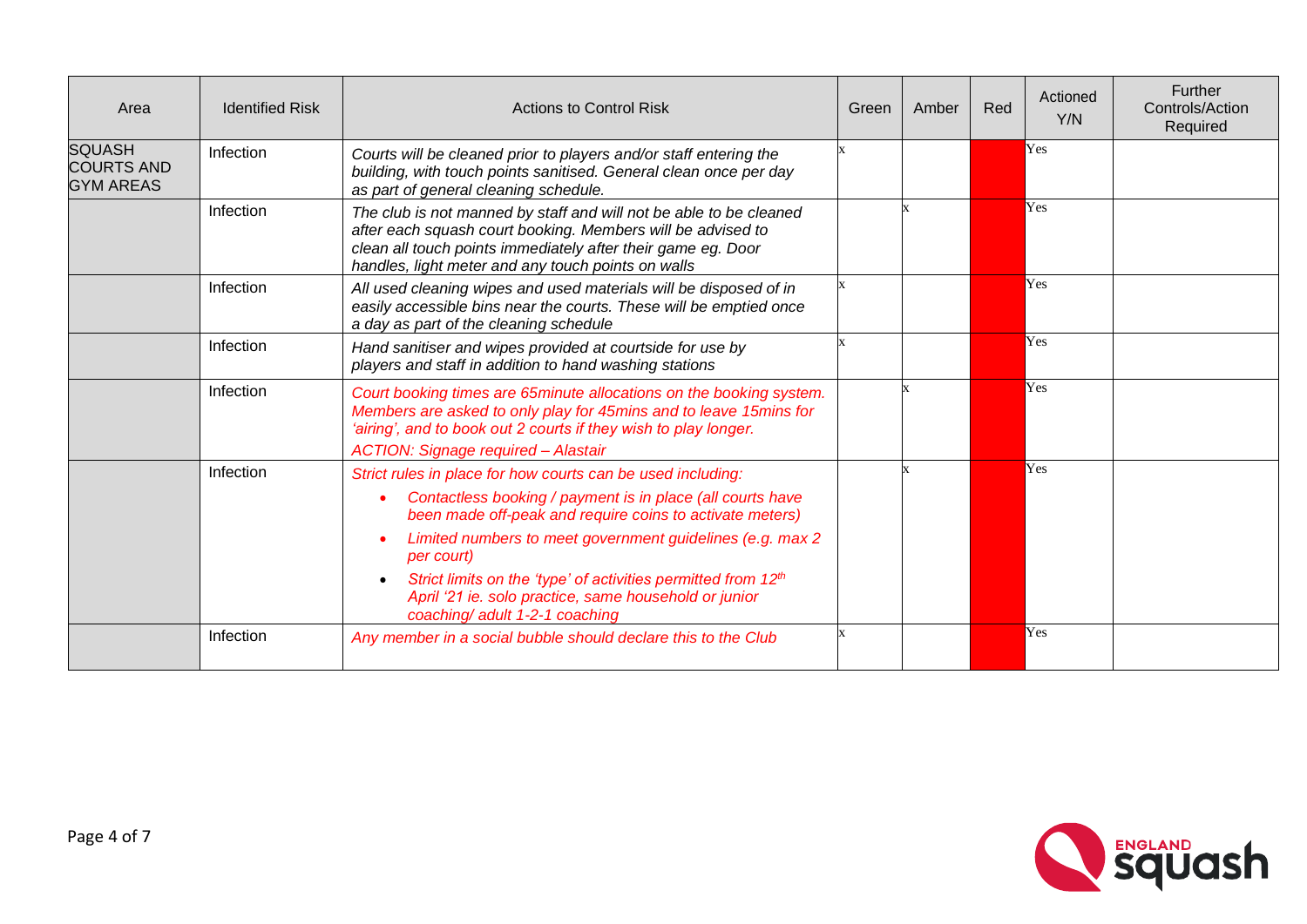| Area | Identified Risk | Actions to Control Risk | Green | Amber | Red | Actioned Y/N | Further Controls/Action Required |
|---|---|---|---|---|---|---|---|
| SQUASH COURTS AND GYM AREAS | Infection | *Courts will be cleaned prior to players and/or staff entering the building, with touch points sanitised. General clean once per day as part of general cleaning schedule.* | x | | | Yes | |
| | Infection | *The club is not manned by staff and will not be able to be cleaned after each squash court booking. Members will be advised to clean all touch points immediately after their game eg. Door handles, light meter and any touch points on walls* | | x | | Yes | |
| | Infection | *All used cleaning wipes and used materials will be disposed of in easily accessible bins near the courts. These will be emptied once a day as part of the cleaning schedule* | x | | | Yes | |
| | Infection | *Hand sanitiser and wipes provided at courtside for use by players and staff in addition to hand washing stations* | x | | | Yes | |
| | Infection | *Court booking times are 65minute allocations on the booking system. Members are asked to only play for 45mins and to leave 15mins for 'airing', and to book out 2 courts if they wish to play longer.* <br> *ACTION: Signage required – Alastair* | | x | | Yes | |
| | Infection | *Strict rules in place for how courts can be used including:* <br> • *Contactless booking / payment is in place (all courts have been made off-peak and require coins to activate meters)* <br> • *Limited numbers to meet government guidelines (e.g. max 2 per court)* <br> • *Strict limits on the 'type' of activities permitted from 12th April '21 ie. solo practice, same household or junior coaching/ adult 1-2-1 coaching* | | x | | Yes | |
| | Infection | *Any member in a social bubble should declare this to the Club* | x | | | Yes | |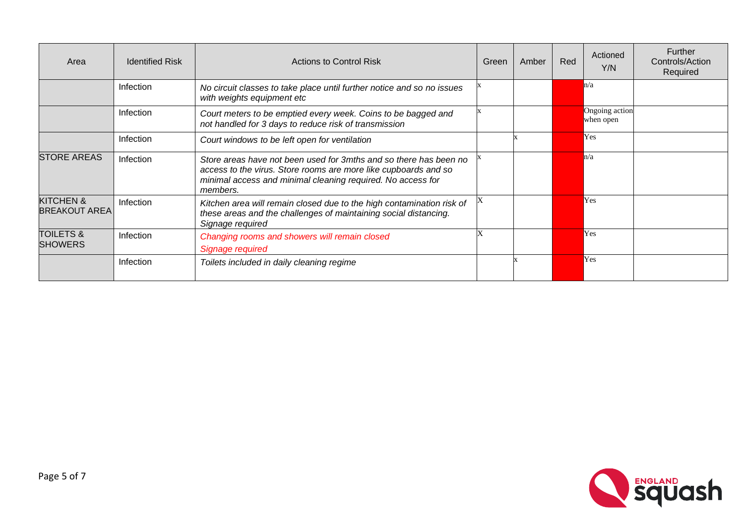| Area | Identified Risk | Actions to Control Risk | Green | Amber | Red | Actioned Y/N | Further Controls/Action Required |
|---|---|---|---|---|---|---|---|
| | Infection | *No circuit classes to take place until further notice and so no issues with weights equipment etc* | x | | | n/a | |
| | Infection | *Court meters to be emptied every week. Coins to be bagged and not handled for 3 days to reduce risk of transmission* | x | | | Ongoing action when open | |
| | Infection | *Court windows to be left open for ventilation* | | x | | Yes | |
| STORE AREAS | Infection | *Store areas have not been used for 3mths and so there has been no access to the virus. Store rooms are more like cupboards and so minimal access and minimal cleaning required. No access for members.* | x | | | n/a | |
| KITCHEN & BREAKOUT AREA | Infection | *Kitchen area will remain closed due to the high contamination risk of these areas and the challenges of maintaining social distancing. Signage required* | X | | | Yes | |
| TOILETS & SHOWERS | Infection | *Changing rooms and showers will remain closed*<br>*Signage required* | X | | | Yes | |
| | Infection | *Toilets included in daily cleaning regime* | | x | | Yes | |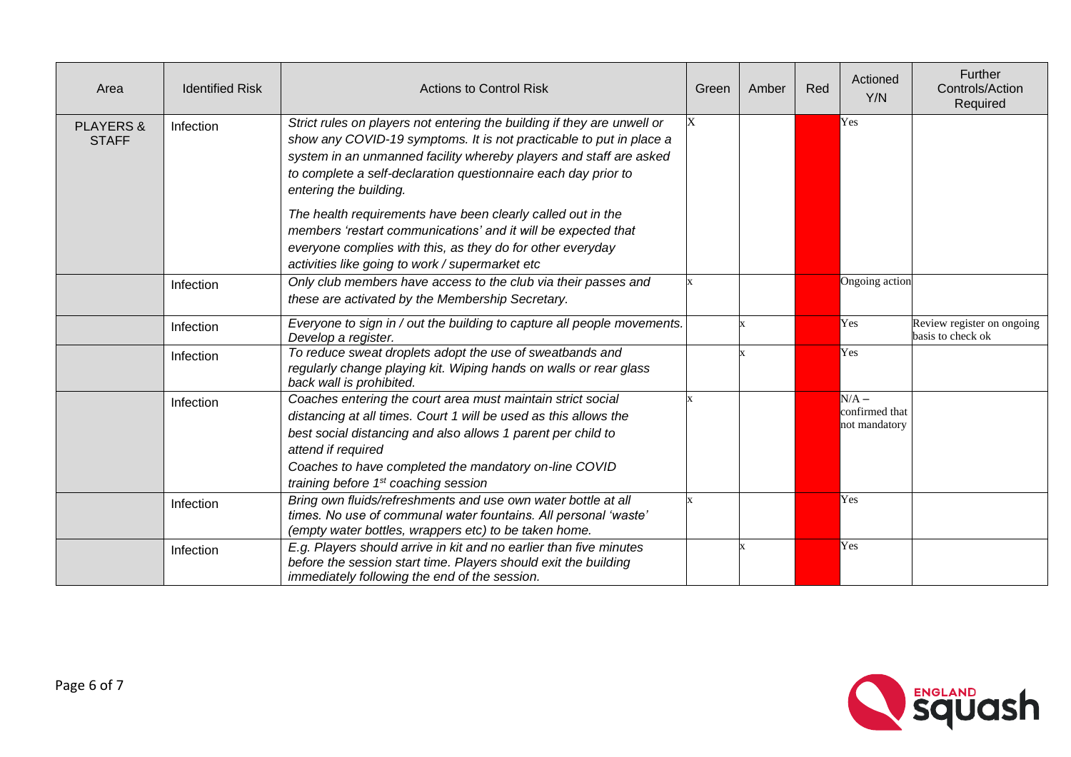| Area | Identified Risk | Actions to Control Risk | Green | Amber | Red | Actioned Y/N | Further Controls/Action Required |
|---|---|---|---|---|---|---|---|
| PLAYERS & STAFF | Infection | *Strict rules on players not entering the building if they are unwell or show any COVID-19 symptoms. It is not practicable to put in place a system in an unmanned facility whereby players and staff are asked to complete a self-declaration questionnaire each day prior to entering the building.* *The health requirements have been clearly called out in the members 'restart communications' and it will be expected that everyone complies with this, as they do for other everyday activities like going to work / supermarket etc* | X | | | Yes | |
| | Infection | *Only club members have access to the club via their passes and these are activated by the Membership Secretary.* | x | | | Ongoing action | |
| | Infection | *Everyone to sign in / out the building to capture all people movements. Develop a register.* | | x | | Yes | Review register on ongoing basis to check ok |
| | Infection | *To reduce sweat droplets adopt the use of sweatbands and regularly change playing kit. Wiping hands on walls or rear glass back wall is prohibited.* | | x | | Yes | |
| | Infection | *Coaches entering the court area must maintain strict social distancing at all times. Court 1 will be used as this allows the best social distancing and also allows 1 parent per child to attend if required* *Coaches to have completed the mandatory on-line COVID training before 1st coaching session* | x | | | N/A – confirmed that not mandatory | |
| | Infection | *Bring own fluids/refreshments and use own water bottle at all times. No use of communal water fountains. All personal 'waste' (empty water bottles, wrappers etc) to be taken home.* | x | | | Yes | |
| | Infection | *E.g. Players should arrive in kit and no earlier than five minutes before the session start time. Players should exit the building immediately following the end of the session.* | | x | | Yes | |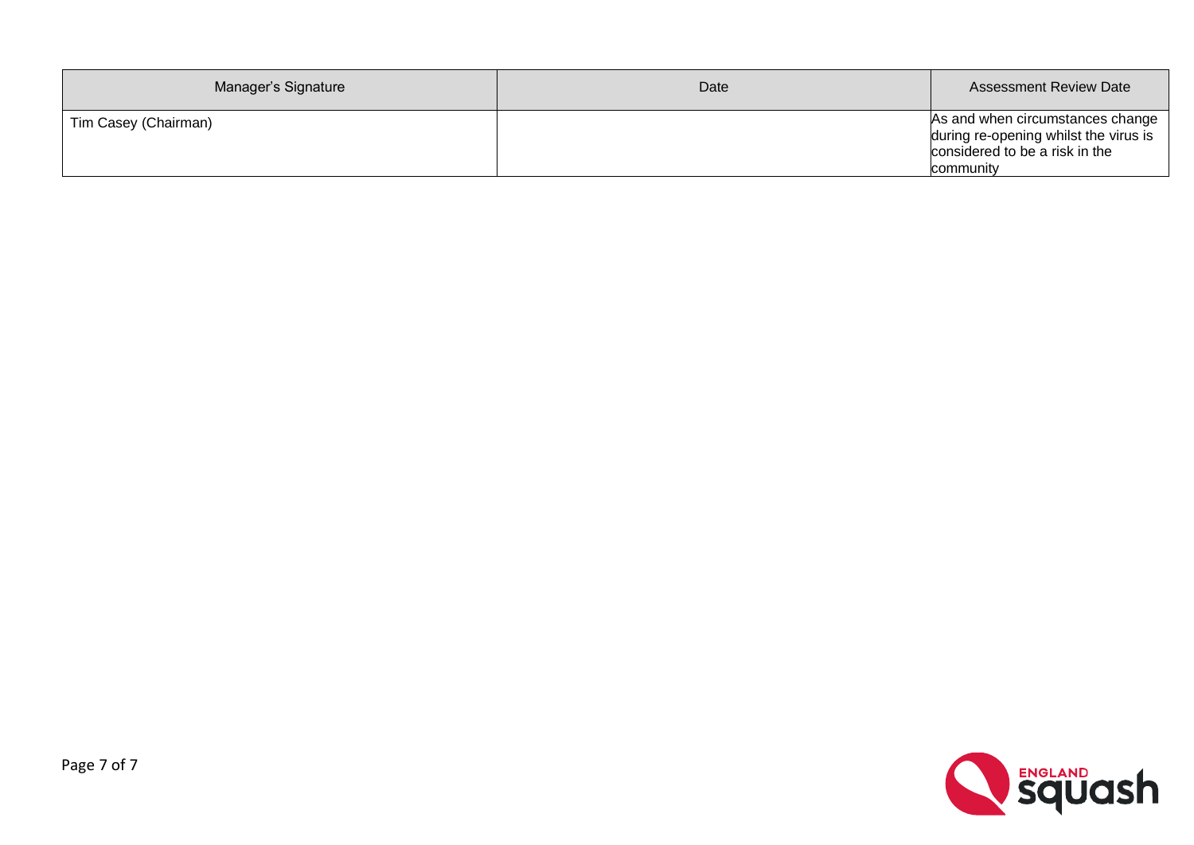| Manager's Signature | Date | Assessment Review Date |
| --- | --- | --- |
| Tim Casey (Chairman) | | As and when circumstances change during re-opening whilst the virus is considered to be a risk in the community |